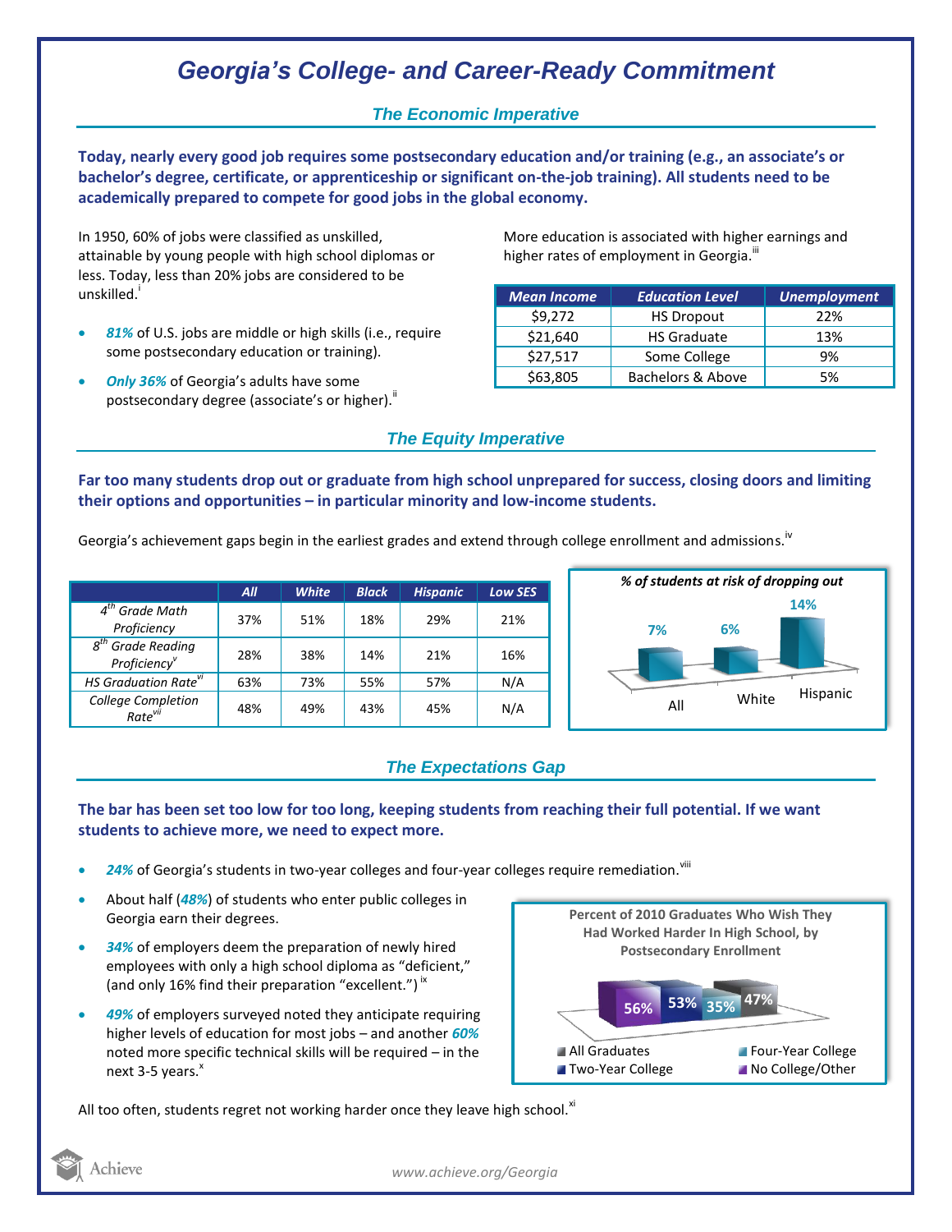# Georgia's College- and Career-Ready Commitment

## The Economic Imperative

**Today, nearly every good job requires some postsecondary education and/or training (e.g., an associate's or bachelor's degree, certificate, or apprenticeship or significant on-the-job training). All students need to be academically prepared to compete for good jobs in the global economy.**

In 1950, 60% of jobs were classified as unskilled, attainable by young people with high school diplomas or less. Today, less than 20% jobs are considered to be unskilled.[i]

- ***81%*** of U.S. jobs are middle or high skills (i.e., require some postsecondary education or training).
- ***Only 36%*** of Georgia's adults have some postsecondary degree (associate's or higher).[ii]

More education is associated with higher earnings and higher rates of employment in Georgia.[iii]

| Mean Income | Education Level | Unemployment |
|---|---|---|
| $9,272 | HS Dropout | 22% |
| $21,640 | HS Graduate | 13% |
| $27,517 | Some College | 9% |
| $63,805 | Bachelors & Above | 5% |

## The Equity Imperative

**Far too many students drop out or graduate from high school unprepared for success, closing doors and limiting their options and opportunities – in particular minority and low-income students.**

Georgia's achievement gaps begin in the earliest grades and extend through college enrollment and admissions.[iv]

| | All | White | Black | Hispanic | Low SES |
|---|---|---|---|---|---|
| 4th Grade Math Proficiency | 37% | 51% | 18% | 29% | 21% |
| 8th Grade Reading Proficiency[v] | 28% | 38% | 14% | 21% | 16% |
| HS Graduation Rate[vi] | 63% | 73% | 55% | 57% | N/A |
| College Completion Rate[vii] | 48% | 49% | 43% | 45% | N/A |

*% of students at risk of dropping out*

| All | White | Hispanic |
|---|---|---|
| 7% | 6% | 14% |

## The Expectations Gap

**The bar has been set too low for too long, keeping students from reaching their full potential. If we want students to achieve more, we need to expect more.**

- ***24%*** of Georgia's students in two-year colleges and four-year colleges require remediation.[viii]
- About half (***48%***) of students who enter public colleges in Georgia earn their degrees.
- ***34%*** of employers deem the preparation of newly hired employees with only a high school diploma as "deficient," (and only 16% find their preparation "excellent.")[ix]
- ***49%*** of employers surveyed noted they anticipate requiring higher levels of education for most jobs – and another ***60%*** noted more specific technical skills will be required – in the next 3-5 years.[x]

**Percent of 2010 Graduates Who Wish They Had Worked Harder In High School, by Postsecondary Enrollment**

| All Graduates | Two-Year College | Four-Year College | No College/Other |
|---|---|---|---|
| 47% | 53% | 35% | 56% |

All too often, students regret not working harder once they leave high school.[xi]

www.achieve.org/Georgia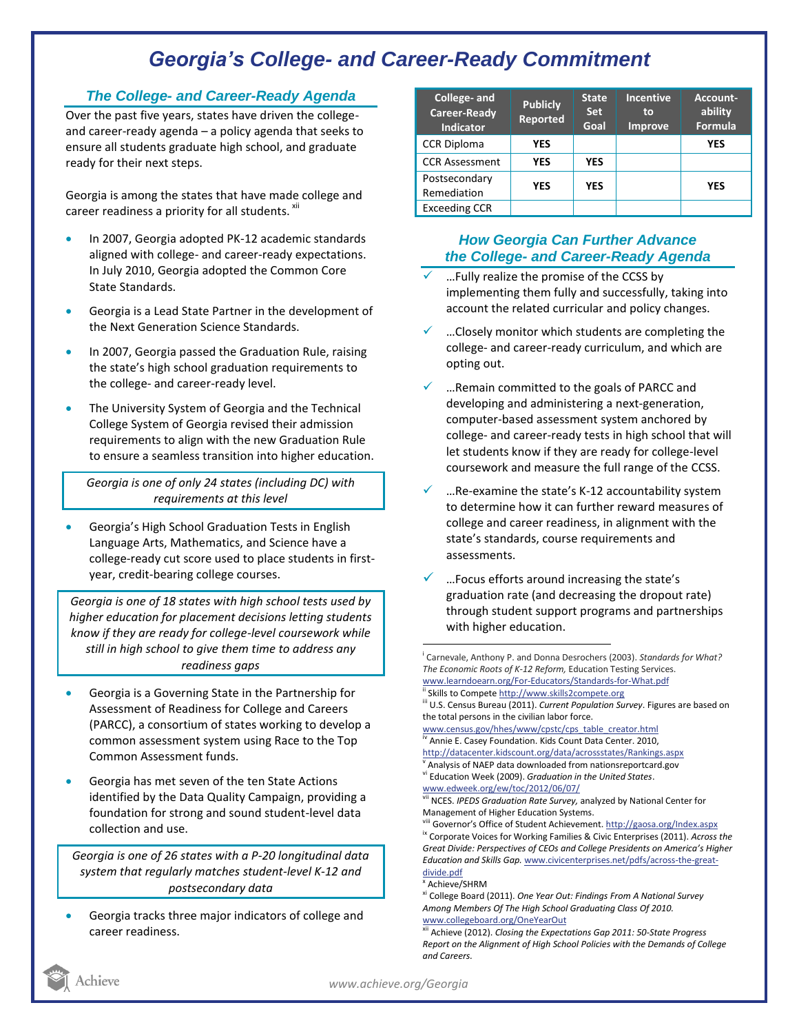# Georgia's College- and Career-Ready Commitment

## The College- and Career-Ready Agenda

Over the past five years, states have driven the college- and career-ready agenda – a policy agenda that seeks to ensure all students graduate high school, and graduate ready for their next steps.

Georgia is among the states that have made college and career readiness a priority for all students.[xii]

- In 2007, Georgia adopted PK-12 academic standards aligned with college- and career-ready expectations. In July 2010, Georgia adopted the Common Core State Standards.
- Georgia is a Lead State Partner in the development of the Next Generation Science Standards.
- In 2007, Georgia passed the Graduation Rule, raising the state's high school graduation requirements to the college- and career-ready level.
- The University System of Georgia and the Technical College System of Georgia revised their admission requirements to align with the new Graduation Rule to ensure a seamless transition into higher education.

*Georgia is one of only 24 states (including DC) with requirements at this level*

- Georgia's High School Graduation Tests in English Language Arts, Mathematics, and Science have a college-ready cut score used to place students in first-year, credit-bearing college courses.

*Georgia is one of 18 states with high school tests used by higher education for placement decisions letting students know if they are ready for college-level coursework while still in high school to give them time to address any readiness gaps*

- Georgia is a Governing State in the Partnership for Assessment of Readiness for College and Careers (PARCC), a consortium of states working to develop a common assessment system using Race to the Top Common Assessment funds.
- Georgia has met seven of the ten State Actions identified by the Data Quality Campaign, providing a foundation for strong and sound student-level data collection and use.

*Georgia is one of 26 states with a P-20 longitudinal data system that regularly matches student-level K-12 and postsecondary data*

- Georgia tracks three major indicators of college and career readiness.

| College- and Career-Ready Indicator | Publicly Reported | State Set Goal | Incentive to Improve | Accountability Formula |
|---|---|---|---|---|
| CCR Diploma | YES | | | YES |
| CCR Assessment | YES | YES | | |
| Postsecondary Remediation | YES | YES | | YES |
| Exceeding CCR | | | | |

## How Georgia Can Further Advance the College- and Career-Ready Agenda

- ✓ …Fully realize the promise of the CCSS by implementing them fully and successfully, taking into account the related curricular and policy changes.
- ✓ …Closely monitor which students are completing the college- and career-ready curriculum, and which are opting out.
- ✓ …Remain committed to the goals of PARCC and developing and administering a next-generation, computer-based assessment system anchored by college- and career-ready tests in high school that will let students know if they are ready for college-level coursework and measure the full range of the CCSS.
- ✓ …Re-examine the state's K-12 accountability system to determine how it can further reward measures of college and career readiness, in alignment with the state's standards, course requirements and assessments.
- ✓ …Focus efforts around increasing the state's graduation rate (and decreasing the dropout rate) through student support programs and partnerships with higher education.

---

[i] Carnevale, Anthony P. and Donna Desrochers (2003). *Standards for What? The Economic Roots of K-12 Reform,* Education Testing Services. www.learndoearn.org/For-Educators/Standards-for-What.pdf
[ii] Skills to Compete http://www.skills2compete.org
[iii] U.S. Census Bureau (2011). *Current Population Survey*. Figures are based on the total persons in the civilian labor force. www.census.gov/hhes/www/cpstc/cps_table_creator.html
[iv] Annie E. Casey Foundation. Kids Count Data Center. 2010, http://datacenter.kidscount.org/data/acrossstates/Rankings.aspx
[v] Analysis of NAEP data downloaded from nationsreportcard.gov
[vi] Education Week (2009). *Graduation in the United States*. www.edweek.org/ew/toc/2012/06/07/
[vii] NCES. *IPEDS Graduation Rate Survey,* analyzed by National Center for Management of Higher Education Systems.
[viii] Governor's Office of Student Achievement. http://gaosa.org/Index.aspx
[ix] Corporate Voices for Working Families & Civic Enterprises (2011). *Across the Great Divide: Perspectives of CEOs and College Presidents on America's Higher Education and Skills Gap.* www.civicenterprises.net/pdfs/across-the-great-divide.pdf
[x] Achieve/SHRM
[xi] College Board (2011). *One Year Out: Findings From A National Survey Among Members Of The High School Graduating Class Of 2010.* www.collegeboard.org/OneYearOut
[xii] Achieve (2012). *Closing the Expectations Gap 2011: 50-State Progress Report on the Alignment of High School Policies with the Demands of College and Careers.*